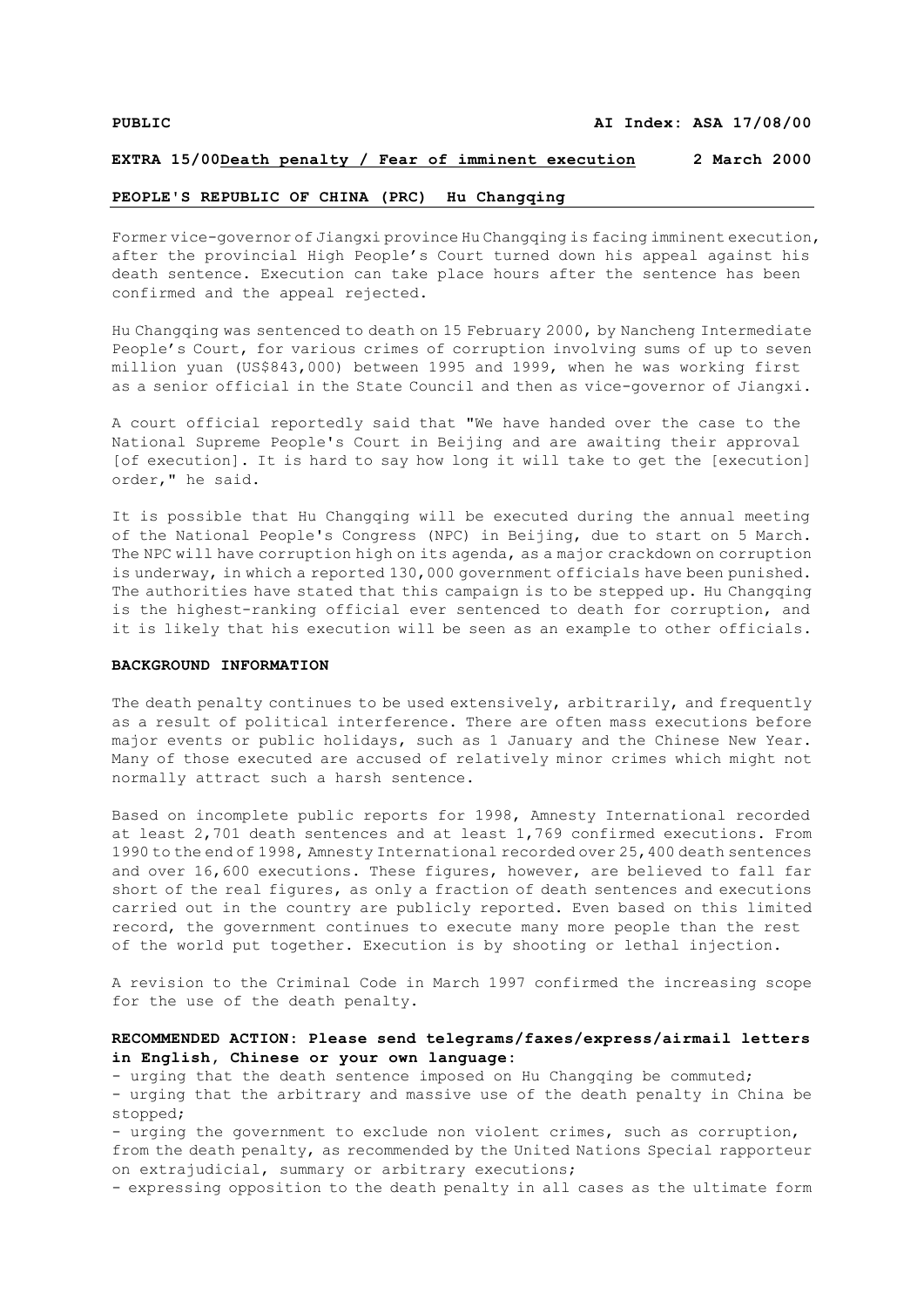**PUBLIC** **AI Index: ASA 17/08/00**

**EXTRA 15/00** **<u>Death penalty / Fear of imminent execution</u>** **2 March 2000**

**PEOPLE'S REPUBLIC OF CHINA (PRC) Hu Changqing**

Former vice-governor of Jiangxi province Hu Changqing is facing imminent execution, after the provincial High People's Court turned down his appeal against his death sentence. Execution can take place hours after the sentence has been confirmed and the appeal rejected.

Hu Changqing was sentenced to death on 15 February 2000, by Nancheng Intermediate People's Court, for various crimes of corruption involving sums of up to seven million yuan (US$843,000) between 1995 and 1999, when he was working first as a senior official in the State Council and then as vice-governor of Jiangxi.

A court official reportedly said that "We have handed over the case to the National Supreme People's Court in Beijing and are awaiting their approval [of execution]. It is hard to say how long it will take to get the [execution] order," he said.

It is possible that Hu Changqing will be executed during the annual meeting of the National People's Congress (NPC) in Beijing, due to start on 5 March. The NPC will have corruption high on its agenda, as a major crackdown on corruption is underway, in which a reported 130,000 government officials have been punished. The authorities have stated that this campaign is to be stepped up. Hu Changqing is the highest-ranking official ever sentenced to death for corruption, and it is likely that his execution will be seen as an example to other officials.

**BACKGROUND INFORMATION**

The death penalty continues to be used extensively, arbitrarily, and frequently as a result of political interference. There are often mass executions before major events or public holidays, such as 1 January and the Chinese New Year. Many of those executed are accused of relatively minor crimes which might not normally attract such a harsh sentence.

Based on incomplete public reports for 1998, Amnesty International recorded at least 2,701 death sentences and at least 1,769 confirmed executions. From 1990 to the end of 1998, Amnesty International recorded over 25,400 death sentences and over 16,600 executions. These figures, however, are believed to fall far short of the real figures, as only a fraction of death sentences and executions carried out in the country are publicly reported. Even based on this limited record, the government continues to execute many more people than the rest of the world put together. Execution is by shooting or lethal injection.

A revision to the Criminal Code in March 1997 confirmed the increasing scope for the use of the death penalty.

**RECOMMENDED ACTION: Please send telegrams/faxes/express/airmail letters in English, Chinese or your own language:**

- urging that the death sentence imposed on Hu Changqing be commuted;
- urging that the arbitrary and massive use of the death penalty in China be stopped;
- urging the government to exclude non violent crimes, such as corruption, from the death penalty, as recommended by the United Nations Special rapporteur on extrajudicial, summary or arbitrary executions;
- expressing opposition to the death penalty in all cases as the ultimate form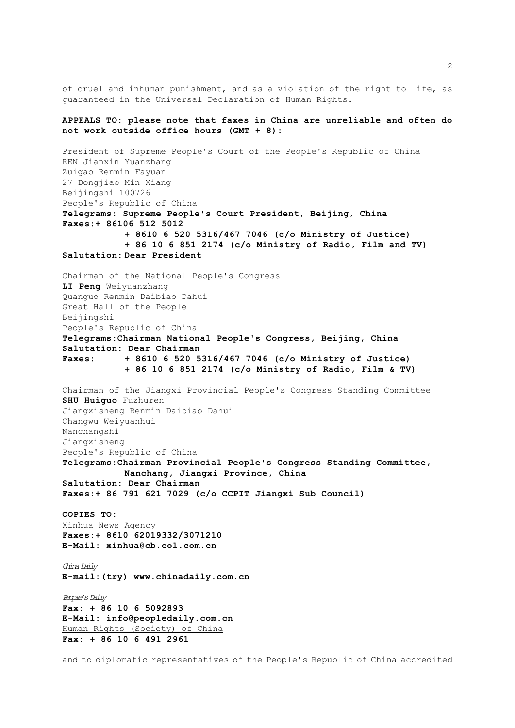of cruel and inhuman punishment, and as a violation of the right to life, as guaranteed in the Universal Declaration of Human Rights.

**APPEALS TO: please note that faxes in China are unreliable and often do not work outside office hours (GMT + 8):**

President of Supreme People's Court of the People's Republic of China
REN Jianxin Yuanzhang
Zuigao Renmin Fayuan
27 Dongjiao Min Xiang
Beijingshi 100726
People's Republic of China
**Telegrams: Supreme People's Court President, Beijing, China**
**Faxes:+ 86106 512 5012**
**+ 8610 6 520 5316/467 7046 (c/o Ministry of Justice)**
**+ 86 10 6 851 2174 (c/o Ministry of Radio, Film and TV)**
**Salutation: Dear President**

Chairman of the National People's Congress
**LI Peng** Weiyuanzhang
Quanguo Renmin Daibiao Dahui
Great Hall of the People
Beijingshi
People's Republic of China
**Telegrams:Chairman National People's Congress, Beijing, China**
**Salutation: Dear Chairman**
**Faxes: + 8610 6 520 5316/467 7046 (c/o Ministry of Justice)**
**+ 86 10 6 851 2174 (c/o Ministry of Radio, Film & TV)**

Chairman of the Jiangxi Provincial People's Congress Standing Committee
**SHU Huiguo** Fuzhuren
Jiangxisheng Renmin Daibiao Dahui
Changwu Weiyuanhui
Nanchangshi
Jiangxisheng
People's Republic of China
**Telegrams:Chairman Provincial People's Congress Standing Committee, Nanchang, Jiangxi Province, China**
**Salutation: Dear Chairman**
**Faxes:+ 86 791 621 7029 (c/o CCPIT Jiangxi Sub Council)**

**COPIES TO:**
Xinhua News Agency
**Faxes:+ 8610 62019332/3071210**
**E-Mail: xinhua@cb.col.com.cn**

*China Daily*
**E-mail:(try) www.chinadaily.com.cn**

*People's Daily*
**Fax: + 86 10 6 5092893**
**E-Mail: info@peopledaily.com.cn**
Human Rights (Society) of China
**Fax: + 86 10 6 491 2961**

and to diplomatic representatives of the People's Republic of China accredited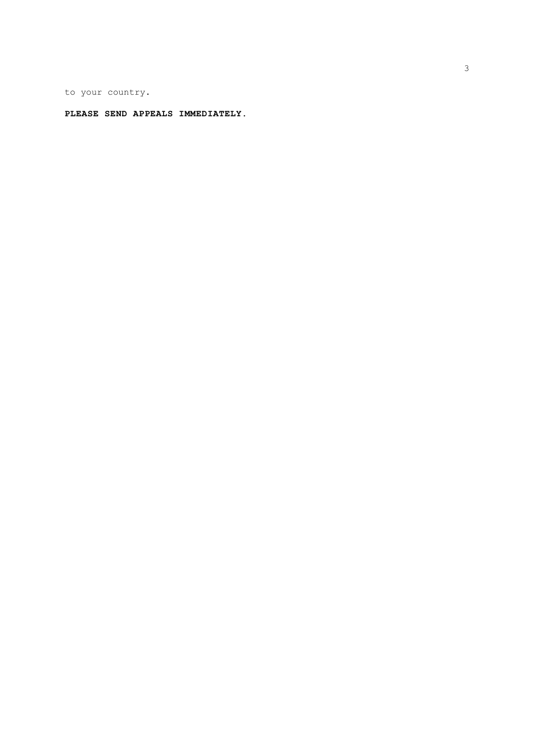to your country.

**PLEASE SEND APPEALS IMMEDIATELY.**